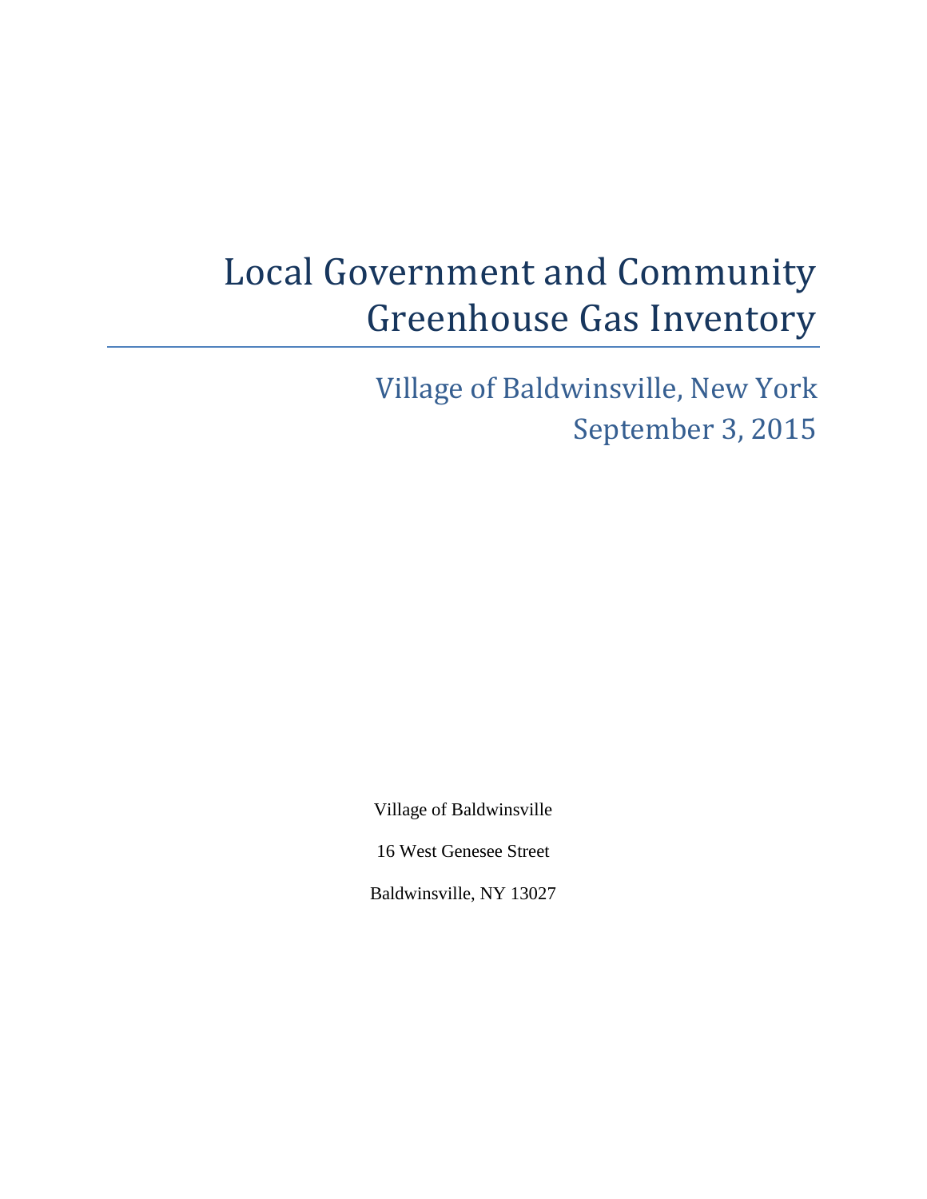# Local Government and Community Greenhouse Gas Inventory

## Village of Baldwinsville, New York
## September 3, 2015

Village of Baldwinsville

16 West Genesee Street

Baldwinsville, NY 13027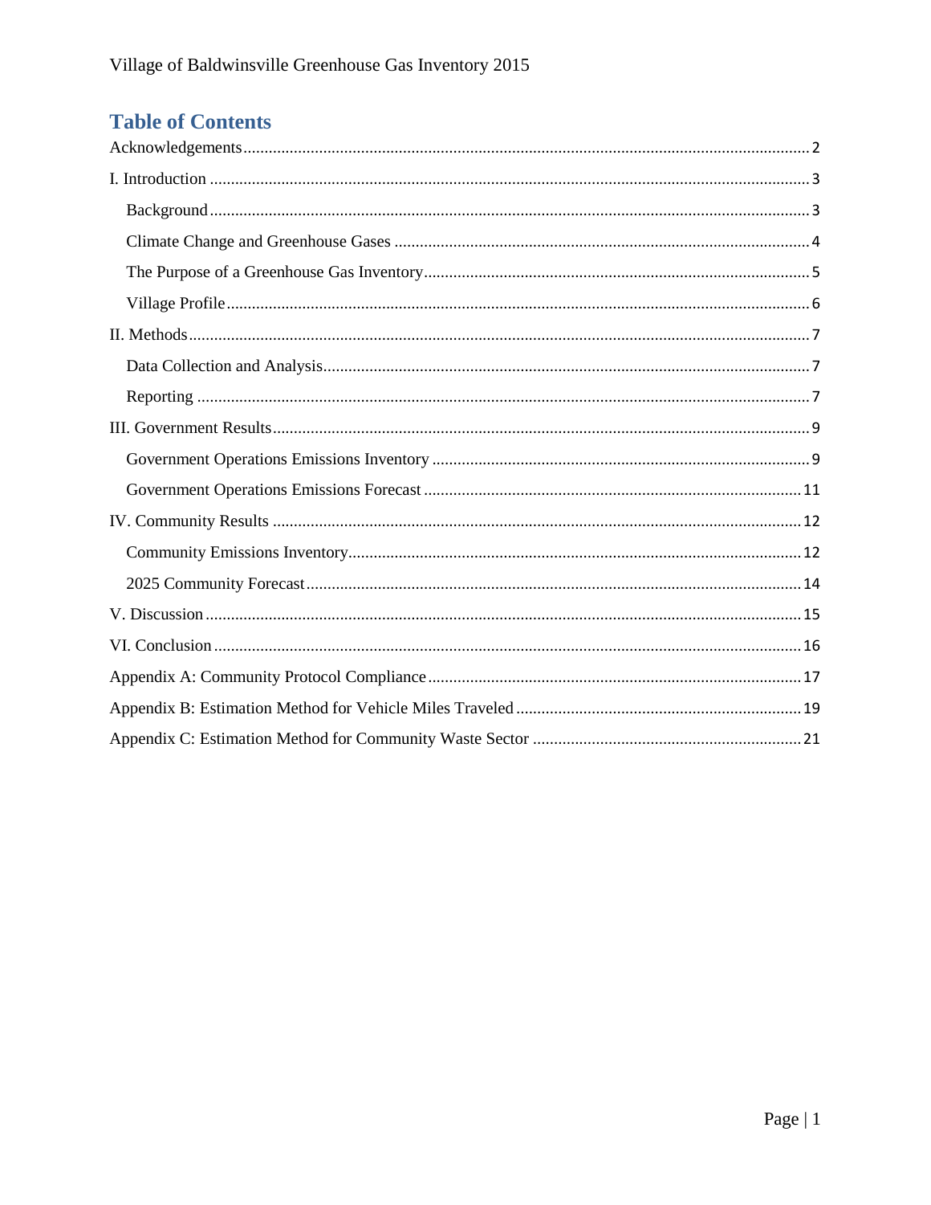# Table of Contents

Acknowledgements ..... 2

I. Introduction ..... 3

- Background ..... 3
- Climate Change and Greenhouse Gases ..... 4
- The Purpose of a Greenhouse Gas Inventory ..... 5
- Village Profile ..... 6

II. Methods ..... 7

- Data Collection and Analysis ..... 7
- Reporting ..... 7

III. Government Results ..... 9

- Government Operations Emissions Inventory ..... 9
- Government Operations Emissions Forecast ..... 11

IV. Community Results ..... 12

- Community Emissions Inventory ..... 12
- 2025 Community Forecast ..... 14

V. Discussion ..... 15

VI. Conclusion ..... 16

Appendix A: Community Protocol Compliance ..... 17

Appendix B: Estimation Method for Vehicle Miles Traveled ..... 19

Appendix C: Estimation Method for Community Waste Sector ..... 21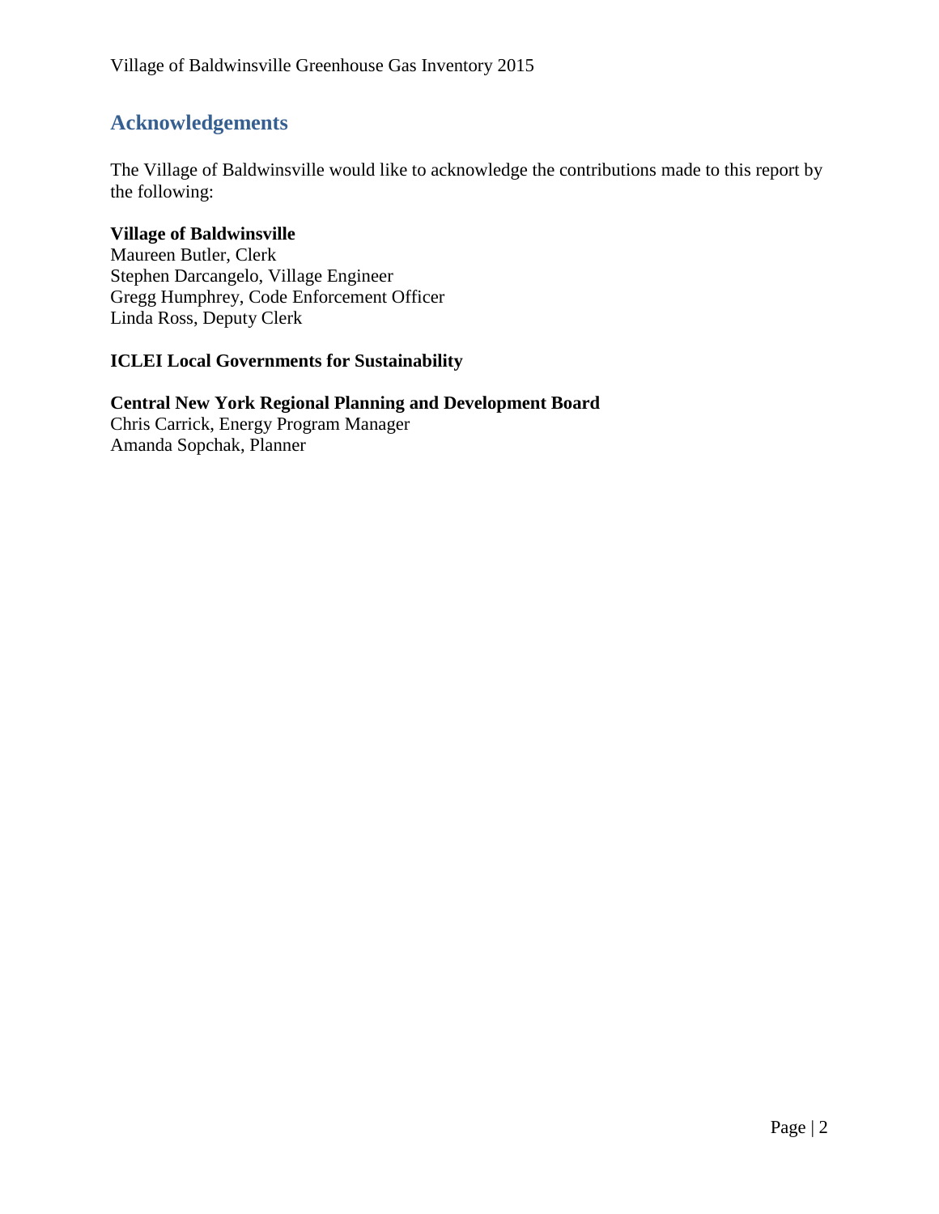## Acknowledgements

The Village of Baldwinsville would like to acknowledge the contributions made to this report by the following:

**Village of Baldwinsville**
Maureen Butler, Clerk
Stephen Darcangelo, Village Engineer
Gregg Humphrey, Code Enforcement Officer
Linda Ross, Deputy Clerk

**ICLEI Local Governments for Sustainability**

**Central New York Regional Planning and Development Board**
Chris Carrick, Energy Program Manager
Amanda Sopchak, Planner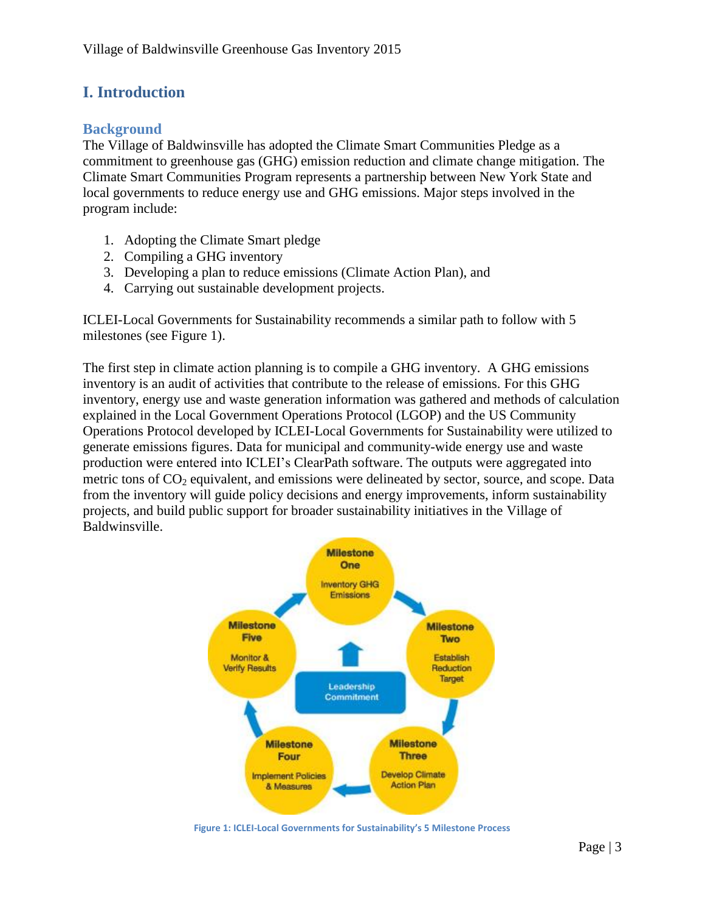# I. Introduction

## Background

The Village of Baldwinsville has adopted the Climate Smart Communities Pledge as a commitment to greenhouse gas (GHG) emission reduction and climate change mitigation. The Climate Smart Communities Program represents a partnership between New York State and local governments to reduce energy use and GHG emissions. Major steps involved in the program include:

1. Adopting the Climate Smart pledge
2. Compiling a GHG inventory
3. Developing a plan to reduce emissions (Climate Action Plan), and
4. Carrying out sustainable development projects.

ICLEI-Local Governments for Sustainability recommends a similar path to follow with 5 milestones (see Figure 1).

The first step in climate action planning is to compile a GHG inventory. A GHG emissions inventory is an audit of activities that contribute to the release of emissions. For this GHG inventory, energy use and waste generation information was gathered and methods of calculation explained in the Local Government Operations Protocol (LGOP) and the US Community Operations Protocol developed by ICLEI-Local Governments for Sustainability were utilized to generate emissions figures. Data for municipal and community-wide energy use and waste production were entered into ICLEI's ClearPath software. The outputs were aggregated into metric tons of $CO_2$ equivalent, and emissions were delineated by sector, source, and scope. Data from the inventory will guide policy decisions and energy improvements, inform sustainability projects, and build public support for broader sustainability initiatives in the Village of Baldwinsville.

**Figure 1: ICLEI-Local Governments for Sustainability's 5 Milestone Process**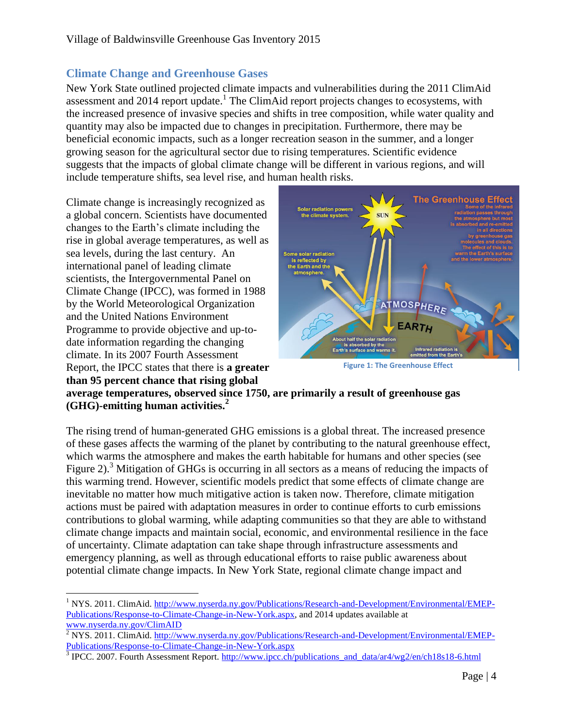## Climate Change and Greenhouse Gases

New York State outlined projected climate impacts and vulnerabilities during the 2011 ClimAid assessment and 2014 report update.[1] The ClimAid report projects changes to ecosystems, with the increased presence of invasive species and shifts in tree composition, while water quality and quantity may also be impacted due to changes in precipitation. Furthermore, there may be beneficial economic impacts, such as a longer recreation season in the summer, and a longer growing season for the agricultural sector due to rising temperatures. Scientific evidence suggests that the impacts of global climate change will be different in various regions, and will include temperature shifts, sea level rise, and human health risks.

Climate change is increasingly recognized as a global concern. Scientists have documented changes to the Earth's climate including the rise in global average temperatures, as well as sea levels, during the last century. An international panel of leading climate scientists, the Intergovernmental Panel on Climate Change (IPCC), was formed in 1988 by the World Meteorological Organization and the United Nations Environment Programme to provide objective and up-to-date information regarding the changing climate. In its 2007 Fourth Assessment Report, the IPCC states that there is **a greater than 95 percent chance that rising global average temperatures, observed since 1750, are primarily a result of greenhouse gas (GHG)-emitting human activities.**[2]

Figure 1: The Greenhouse Effect

The rising trend of human-generated GHG emissions is a global threat. The increased presence of these gases affects the warming of the planet by contributing to the natural greenhouse effect, which warms the atmosphere and makes the earth habitable for humans and other species (see Figure 2).[3] Mitigation of GHGs is occurring in all sectors as a means of reducing the impacts of this warming trend. However, scientific models predict that some effects of climate change are inevitable no matter how much mitigative action is taken now. Therefore, climate mitigation actions must be paired with adaptation measures in order to continue efforts to curb emissions contributions to global warming, while adapting communities so that they are able to withstand climate change impacts and maintain social, economic, and environmental resilience in the face of uncertainty. Climate adaptation can take shape through infrastructure assessments and emergency planning, as well as through educational efforts to raise public awareness about potential climate change impacts. In New York State, regional climate change impact and

---

[1] NYS. 2011. ClimAid. http://www.nyserda.ny.gov/Publications/Research-and-Development/Environmental/EMEP-Publications/Response-to-Climate-Change-in-New-York.aspx, and 2014 updates available at www.nyserda.ny.gov/ClimAID

[2] NYS. 2011. ClimAid. http://www.nyserda.ny.gov/Publications/Research-and-Development/Environmental/EMEP-Publications/Response-to-Climate-Change-in-New-York.aspx

[3] IPCC. 2007. Fourth Assessment Report. http://www.ipcc.ch/publications_and_data/ar4/wg2/en/ch18s18-6.html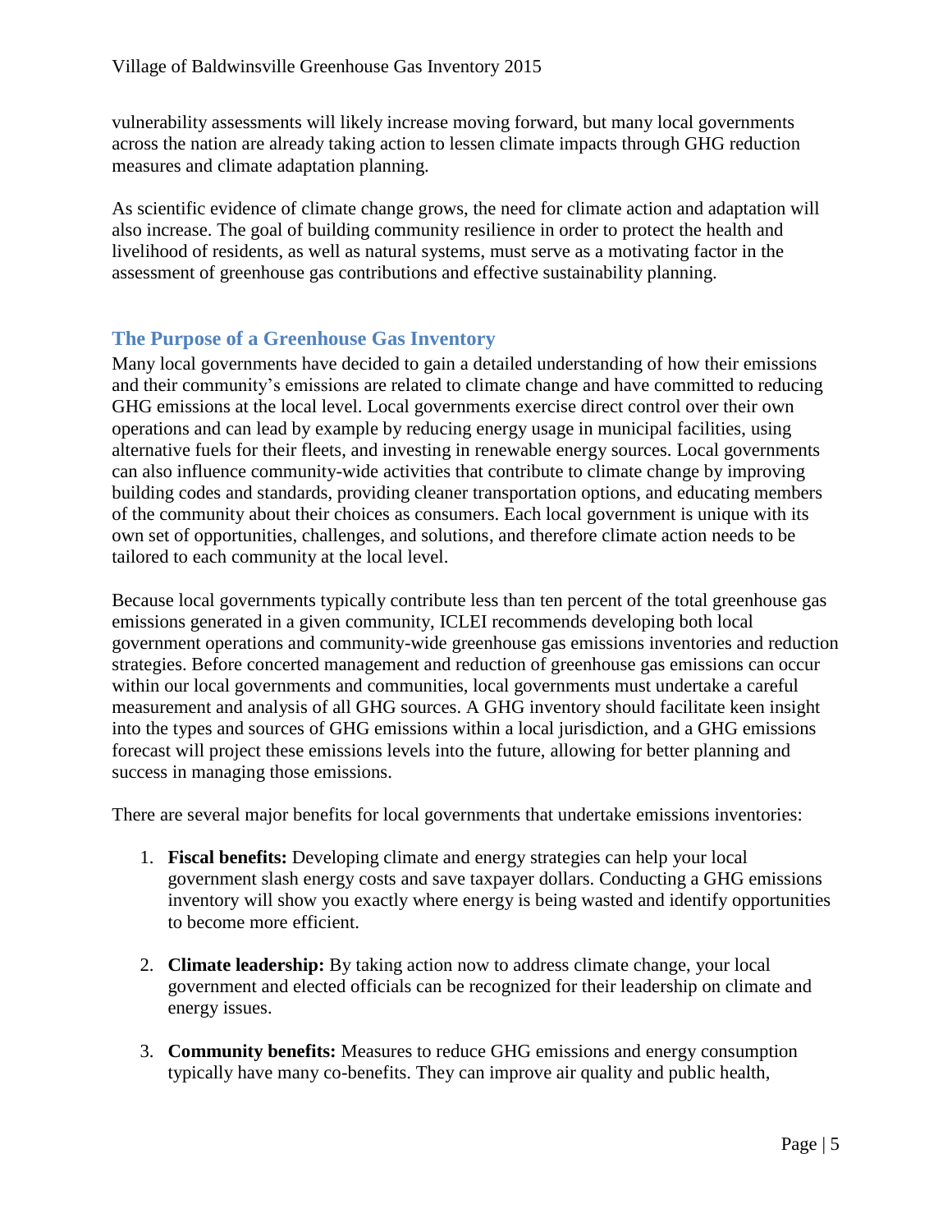vulnerability assessments will likely increase moving forward, but many local governments across the nation are already taking action to lessen climate impacts through GHG reduction measures and climate adaptation planning.

As scientific evidence of climate change grows, the need for climate action and adaptation will also increase. The goal of building community resilience in order to protect the health and livelihood of residents, as well as natural systems, must serve as a motivating factor in the assessment of greenhouse gas contributions and effective sustainability planning.

## The Purpose of a Greenhouse Gas Inventory

Many local governments have decided to gain a detailed understanding of how their emissions and their community's emissions are related to climate change and have committed to reducing GHG emissions at the local level. Local governments exercise direct control over their own operations and can lead by example by reducing energy usage in municipal facilities, using alternative fuels for their fleets, and investing in renewable energy sources. Local governments can also influence community-wide activities that contribute to climate change by improving building codes and standards, providing cleaner transportation options, and educating members of the community about their choices as consumers. Each local government is unique with its own set of opportunities, challenges, and solutions, and therefore climate action needs to be tailored to each community at the local level.

Because local governments typically contribute less than ten percent of the total greenhouse gas emissions generated in a given community, ICLEI recommends developing both local government operations and community-wide greenhouse gas emissions inventories and reduction strategies. Before concerted management and reduction of greenhouse gas emissions can occur within our local governments and communities, local governments must undertake a careful measurement and analysis of all GHG sources. A GHG inventory should facilitate keen insight into the types and sources of GHG emissions within a local jurisdiction, and a GHG emissions forecast will project these emissions levels into the future, allowing for better planning and success in managing those emissions.

There are several major benefits for local governments that undertake emissions inventories:

1. **Fiscal benefits:** Developing climate and energy strategies can help your local government slash energy costs and save taxpayer dollars. Conducting a GHG emissions inventory will show you exactly where energy is being wasted and identify opportunities to become more efficient.

2. **Climate leadership:** By taking action now to address climate change, your local government and elected officials can be recognized for their leadership on climate and energy issues.

3. **Community benefits:** Measures to reduce GHG emissions and energy consumption typically have many co-benefits. They can improve air quality and public health,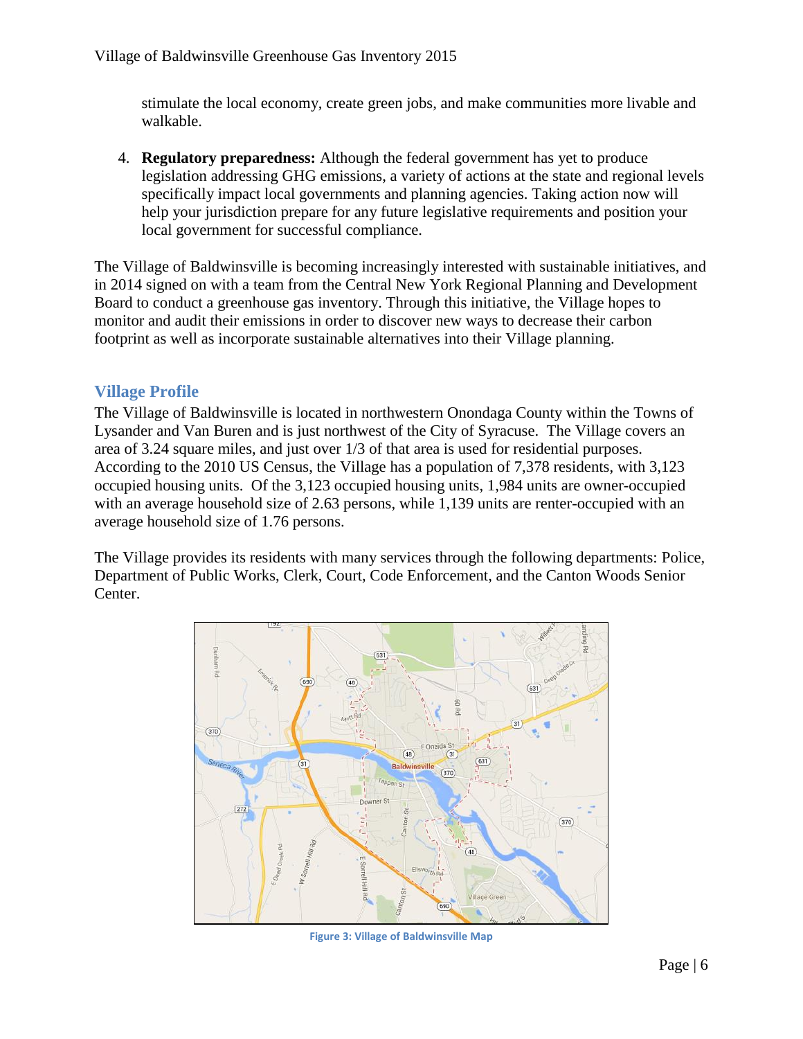stimulate the local economy, create green jobs, and make communities more livable and walkable.

4. **Regulatory preparedness:** Although the federal government has yet to produce legislation addressing GHG emissions, a variety of actions at the state and regional levels specifically impact local governments and planning agencies. Taking action now will help your jurisdiction prepare for any future legislative requirements and position your local government for successful compliance.

The Village of Baldwinsville is becoming increasingly interested with sustainable initiatives, and in 2014 signed on with a team from the Central New York Regional Planning and Development Board to conduct a greenhouse gas inventory. Through this initiative, the Village hopes to monitor and audit their emissions in order to discover new ways to decrease their carbon footprint as well as incorporate sustainable alternatives into their Village planning.

## Village Profile

The Village of Baldwinsville is located in northwestern Onondaga County within the Towns of Lysander and Van Buren and is just northwest of the City of Syracuse. The Village covers an area of 3.24 square miles, and just over 1/3 of that area is used for residential purposes. According to the 2010 US Census, the Village has a population of 7,378 residents, with 3,123 occupied housing units. Of the 3,123 occupied housing units, 1,984 units are owner-occupied with an average household size of 2.63 persons, while 1,139 units are renter-occupied with an average household size of 1.76 persons.

The Village provides its residents with many services through the following departments: Police, Department of Public Works, Clerk, Court, Code Enforcement, and the Canton Woods Senior Center.

Figure 3: Village of Baldwinsville Map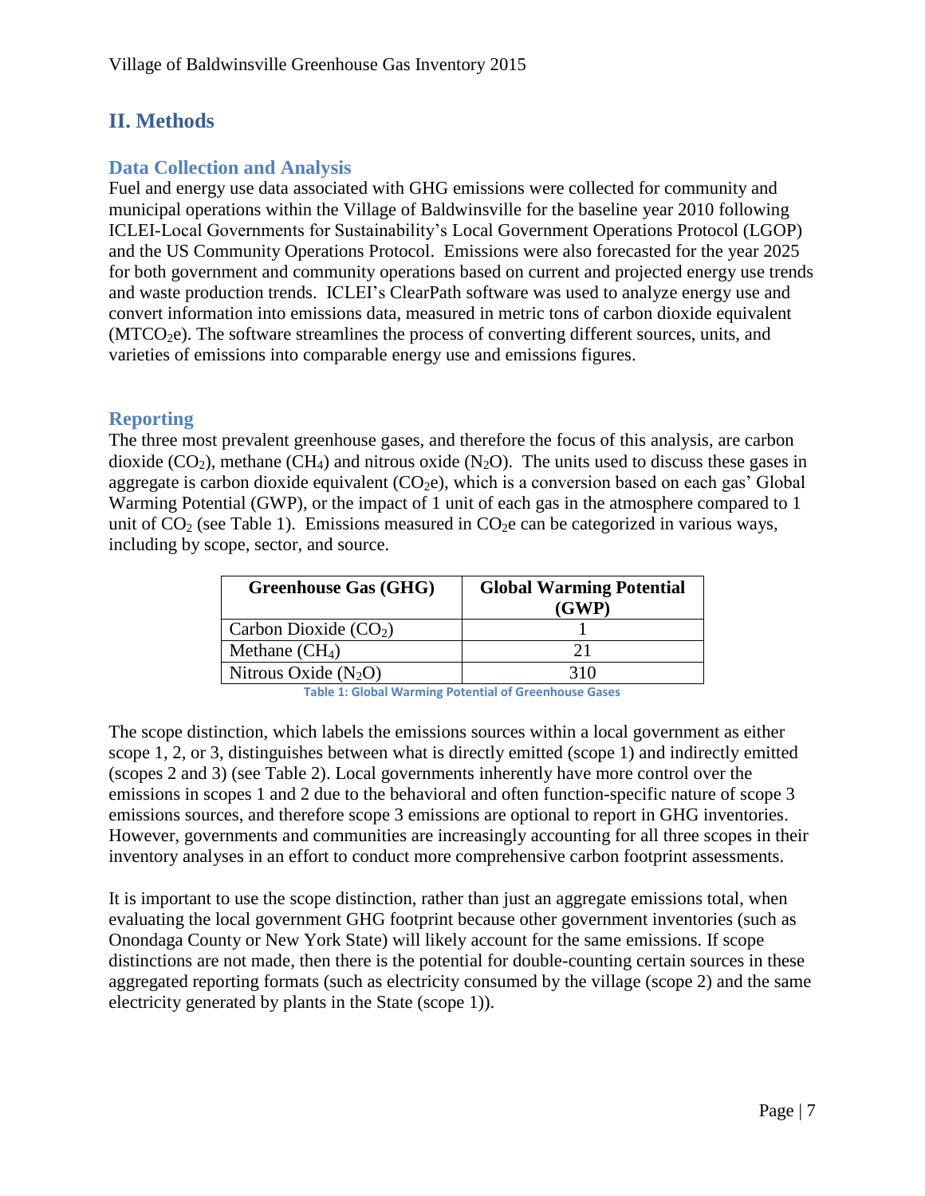## II. Methods

### Data Collection and Analysis

Fuel and energy use data associated with GHG emissions were collected for community and municipal operations within the Village of Baldwinsville for the baseline year 2010 following ICLEI-Local Governments for Sustainability's Local Government Operations Protocol (LGOP) and the US Community Operations Protocol. Emissions were also forecasted for the year 2025 for both government and community operations based on current and projected energy use trends and waste production trends. ICLEI's ClearPath software was used to analyze energy use and convert information into emissions data, measured in metric tons of carbon dioxide equivalent ($MTCO_2e$). The software streamlines the process of converting different sources, units, and varieties of emissions into comparable energy use and emissions figures.

### Reporting

The three most prevalent greenhouse gases, and therefore the focus of this analysis, are carbon dioxide ($CO_2$), methane ($CH_4$) and nitrous oxide ($N_2O$). The units used to discuss these gases in aggregate is carbon dioxide equivalent ($CO_2e$), which is a conversion based on each gas' Global Warming Potential (GWP), or the impact of 1 unit of each gas in the atmosphere compared to 1 unit of $CO_2$ (see Table 1). Emissions measured in $CO_2e$ can be categorized in various ways, including by scope, sector, and source.

| Greenhouse Gas (GHG) | Global Warming Potential (GWP) |
|---|---|
| Carbon Dioxide ($CO_2$) | 1 |
| Methane ($CH_4$) | 21 |
| Nitrous Oxide ($N_2O$) | 310 |

**Table 1: Global Warming Potential of Greenhouse Gases**

The scope distinction, which labels the emissions sources within a local government as either scope 1, 2, or 3, distinguishes between what is directly emitted (scope 1) and indirectly emitted (scopes 2 and 3) (see Table 2). Local governments inherently have more control over the emissions in scopes 1 and 2 due to the behavioral and often function-specific nature of scope 3 emissions sources, and therefore scope 3 emissions are optional to report in GHG inventories. However, governments and communities are increasingly accounting for all three scopes in their inventory analyses in an effort to conduct more comprehensive carbon footprint assessments.

It is important to use the scope distinction, rather than just an aggregate emissions total, when evaluating the local government GHG footprint because other government inventories (such as Onondaga County or New York State) will likely account for the same emissions. If scope distinctions are not made, then there is the potential for double-counting certain sources in these aggregated reporting formats (such as electricity consumed by the village (scope 2) and the same electricity generated by plants in the State (scope 1)).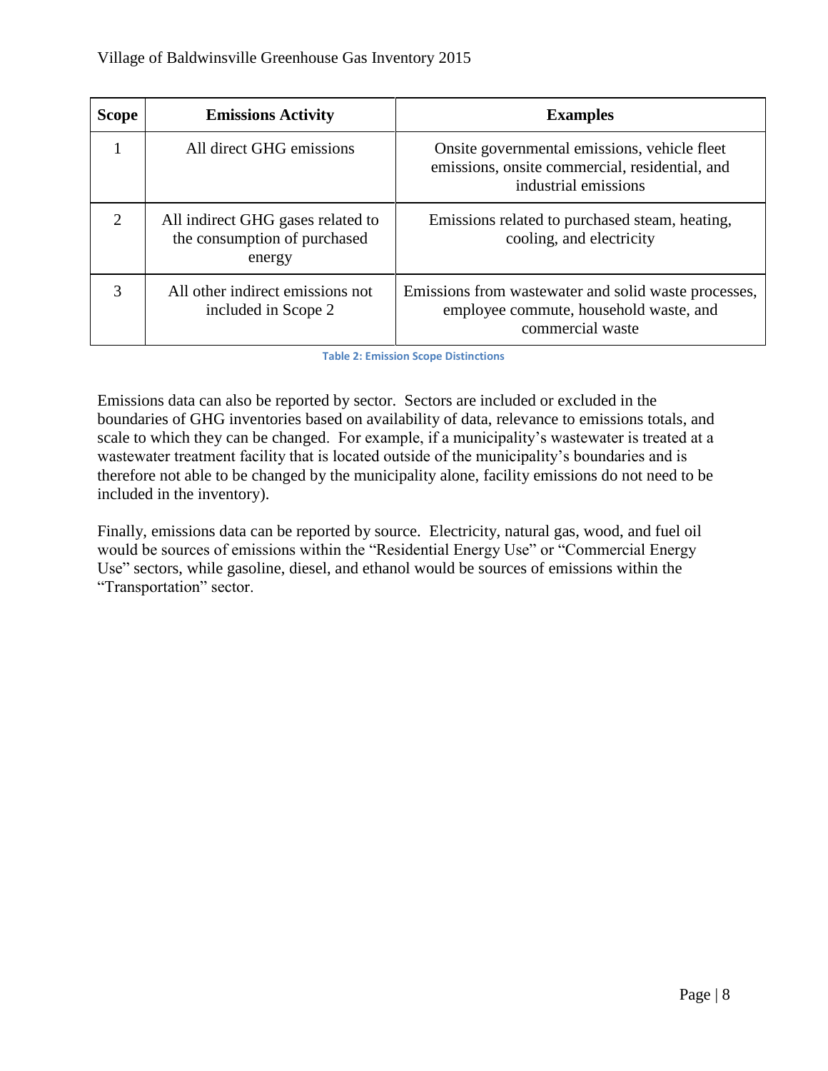| Scope | Emissions Activity | Examples |
|---|---|---|
| 1 | All direct GHG emissions | Onsite governmental emissions, vehicle fleet emissions, onsite commercial, residential, and industrial emissions |
| 2 | All indirect GHG gases related to the consumption of purchased energy | Emissions related to purchased steam, heating, cooling, and electricity |
| 3 | All other indirect emissions not included in Scope 2 | Emissions from wastewater and solid waste processes, employee commute, household waste, and commercial waste |

Table 2: Emission Scope Distinctions

Emissions data can also be reported by sector. Sectors are included or excluded in the boundaries of GHG inventories based on availability of data, relevance to emissions totals, and scale to which they can be changed. For example, if a municipality's wastewater is treated at a wastewater treatment facility that is located outside of the municipality's boundaries and is therefore not able to be changed by the municipality alone, facility emissions do not need to be included in the inventory).

Finally, emissions data can be reported by source. Electricity, natural gas, wood, and fuel oil would be sources of emissions within the "Residential Energy Use" or "Commercial Energy Use" sectors, while gasoline, diesel, and ethanol would be sources of emissions within the "Transportation" sector.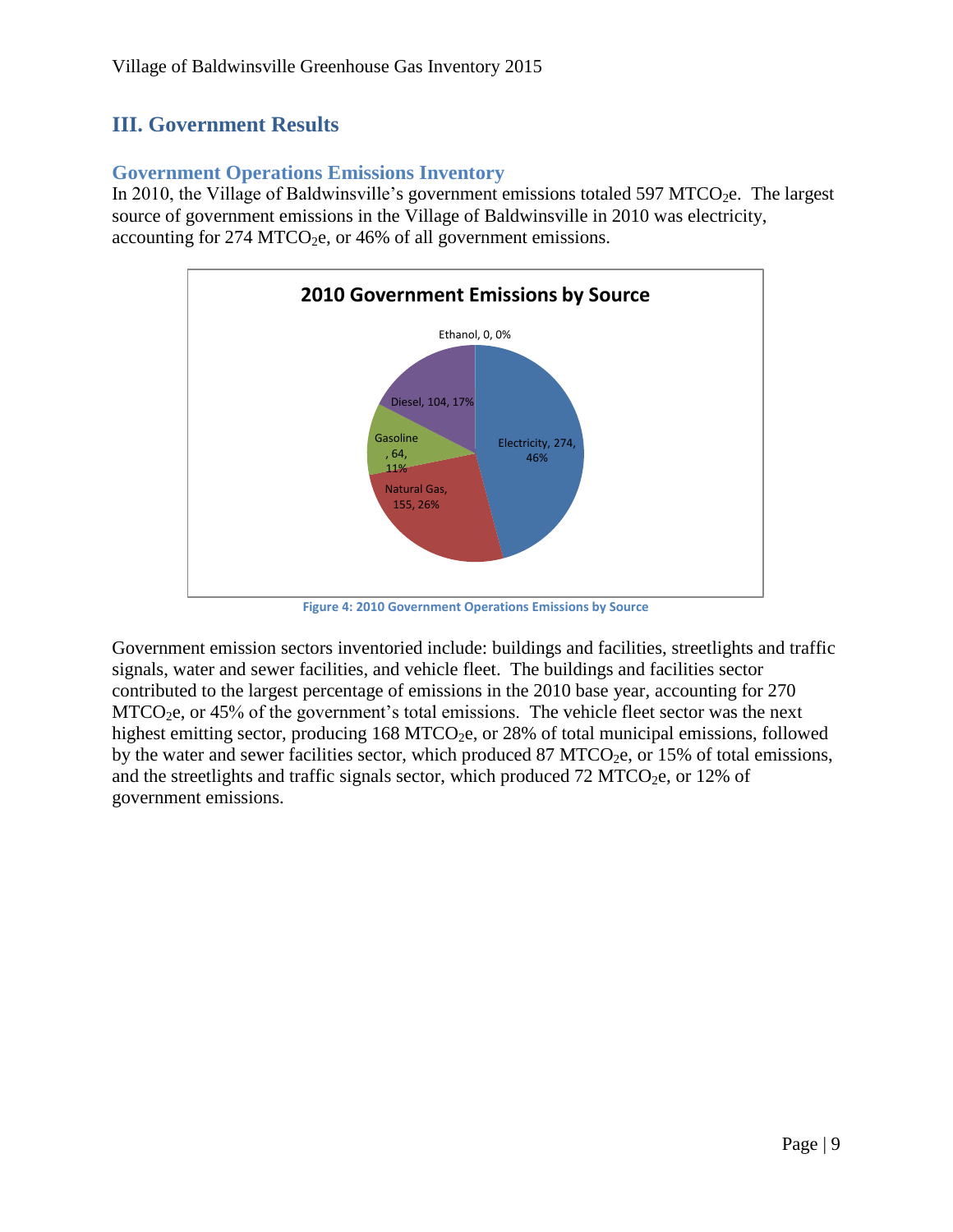## III. Government Results

### Government Operations Emissions Inventory

In 2010, the Village of Baldwinsville's government emissions totaled 597 $MTCO_2e$. The largest source of government emissions in the Village of Baldwinsville in 2010 was electricity, accounting for 274 $MTCO_2e$, or 46% of all government emissions.

**2010 Government Emissions by Source**

| Source | $MTCO_2e$ | Percent |
|---|---|---|
| Electricity | 274 | 46% |
| Natural Gas | 155 | 26% |
| Gasoline | 64 | 11% |
| Diesel | 104 | 17% |
| Ethanol | 0 | 0% |

Figure 4: 2010 Government Operations Emissions by Source

Government emission sectors inventoried include: buildings and facilities, streetlights and traffic signals, water and sewer facilities, and vehicle fleet. The buildings and facilities sector contributed to the largest percentage of emissions in the 2010 base year, accounting for 270 $MTCO_2e$, or 45% of the government's total emissions. The vehicle fleet sector was the next highest emitting sector, producing 168 $MTCO_2e$, or 28% of total municipal emissions, followed by the water and sewer facilities sector, which produced 87 $MTCO_2e$, or 15% of total emissions, and the streetlights and traffic signals sector, which produced 72 $MTCO_2e$, or 12% of government emissions.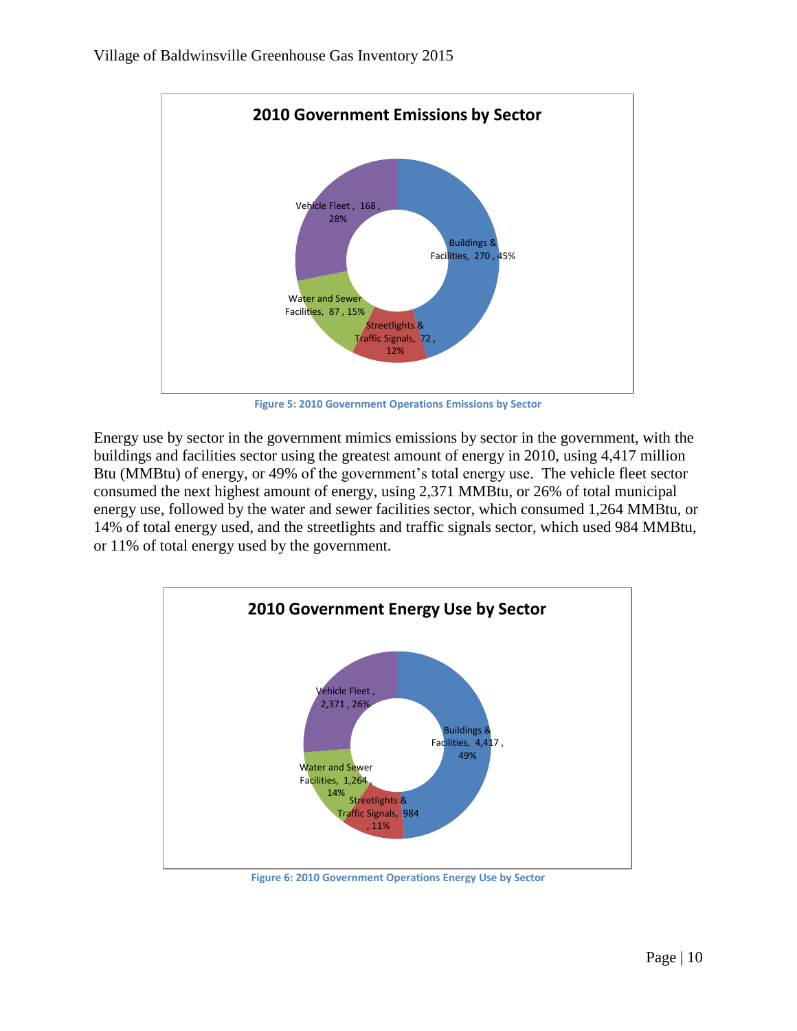**2010 Government Emissions by Sector**

Vehicle Fleet, 168, 28%

Buildings & Facilities, 270, 45%

Water and Sewer Facilities, 87, 15%

Streetlights & Traffic Signals, 72, 12%

Figure 5: 2010 Government Operations Emissions by Sector

Energy use by sector in the government mimics emissions by sector in the government, with the buildings and facilities sector using the greatest amount of energy in 2010, using 4,417 million Btu (MMBtu) of energy, or 49% of the government's total energy use. The vehicle fleet sector consumed the next highest amount of energy, using 2,371 MMBtu, or 26% of total municipal energy use, followed by the water and sewer facilities sector, which consumed 1,264 MMBtu, or 14% of total energy used, and the streetlights and traffic signals sector, which used 984 MMBtu, or 11% of total energy used by the government.

**2010 Government Energy Use by Sector**

Vehicle Fleet, 2,371, 26%

Buildings & Facilities, 4,417, 49%

Water and Sewer Facilities, 1,264, 14%

Streetlights & Traffic Signals, 984, 11%

Figure 6: 2010 Government Operations Energy Use by Sector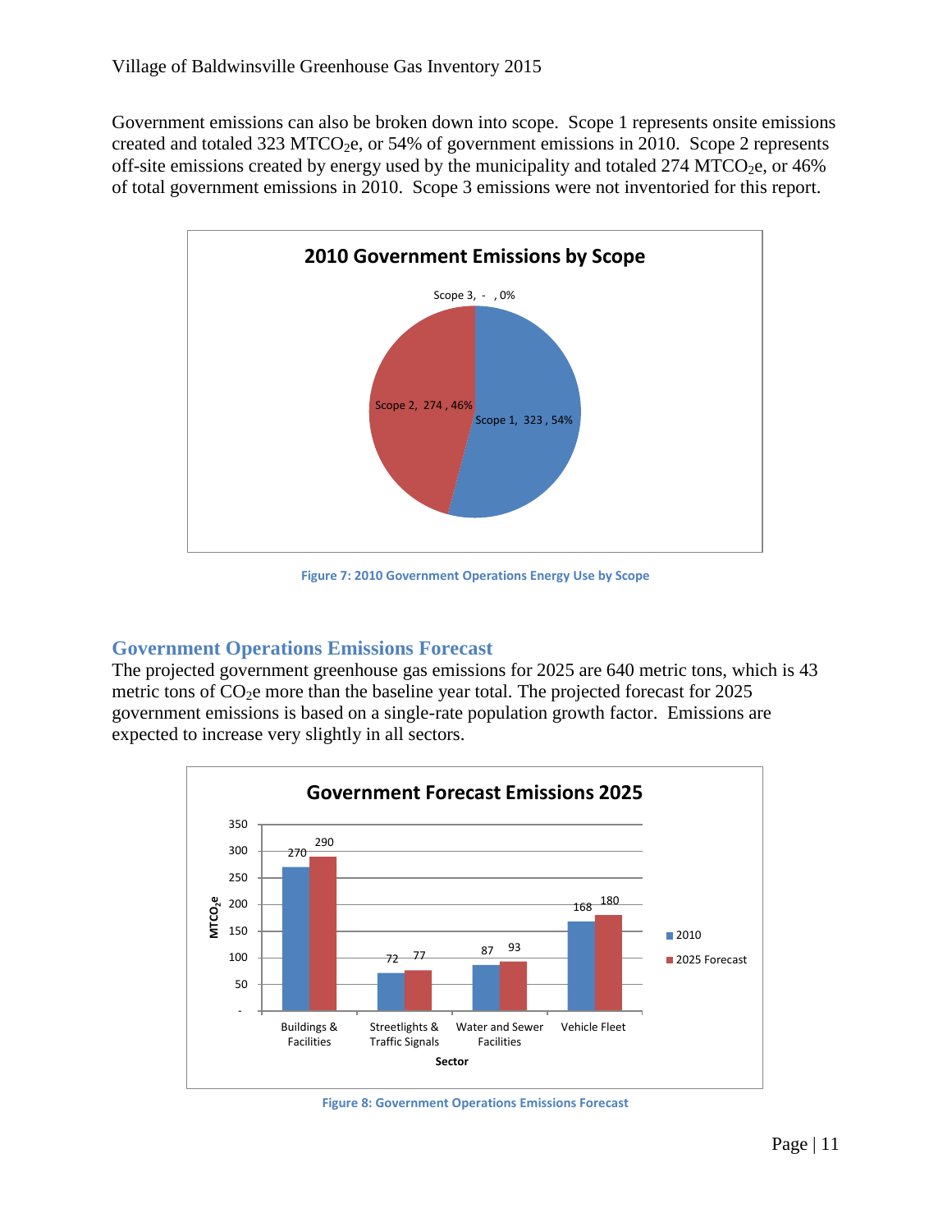Government emissions can also be broken down into scope. Scope 1 represents onsite emissions created and totaled 323 $MTCO_2e$, or 54% of government emissions in 2010. Scope 2 represents off-site emissions created by energy used by the municipality and totaled 274 $MTCO_2e$, or 46% of total government emissions in 2010. Scope 3 emissions were not inventoried for this report.

**2010 Government Emissions by Scope**

| Scope | $MTCO_2e$ | Percent |
|---|---|---|
| Scope 1 | 323 | 54% |
| Scope 2 | 274 | 46% |
| Scope 3 | - | 0% |

Figure 7: 2010 Government Operations Energy Use by Scope

## Government Operations Emissions Forecast

The projected government greenhouse gas emissions for 2025 are 640 metric tons, which is 43 metric tons of $CO_2e$ more than the baseline year total. The projected forecast for 2025 government emissions is based on a single-rate population growth factor. Emissions are expected to increase very slightly in all sectors.

**Government Forecast Emissions 2025**

| Sector | 2010 ($MTCO_2e$) | 2025 Forecast ($MTCO_2e$) |
|---|---|---|
| Buildings & Facilities | 270 | 290 |
| Streetlights & Traffic Signals | 72 | 77 |
| Water and Sewer Facilities | 87 | 93 |
| Vehicle Fleet | 168 | 180 |

Figure 8: Government Operations Emissions Forecast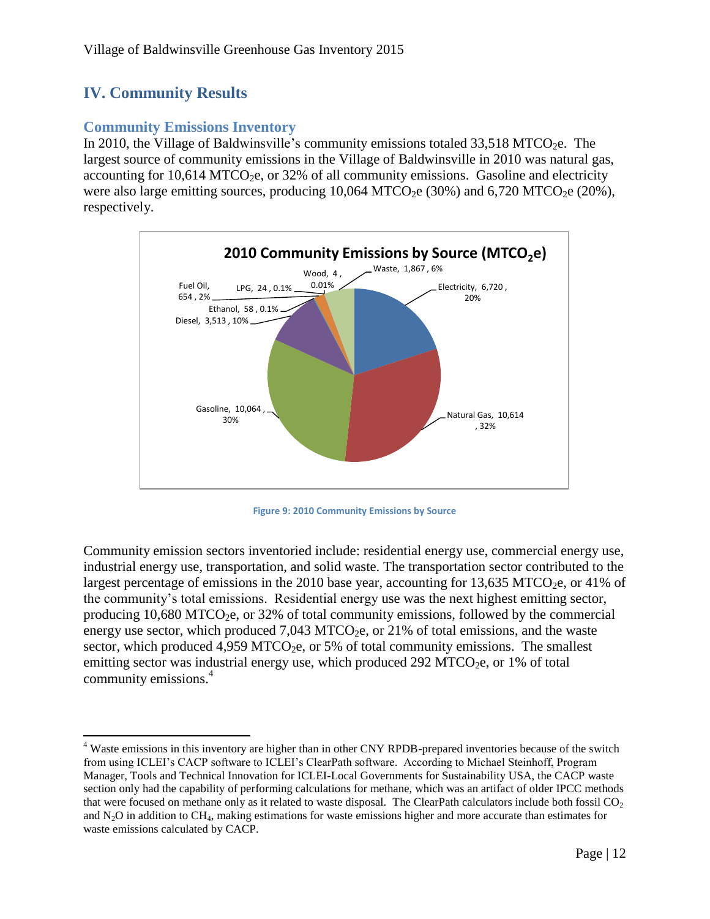## IV. Community Results

### Community Emissions Inventory

In 2010, the Village of Baldwinsville's community emissions totaled 33,518 $MTCO_2e$. The largest source of community emissions in the Village of Baldwinsville in 2010 was natural gas, accounting for 10,614 $MTCO_2e$, or 32% of all community emissions. Gasoline and electricity were also large emitting sources, producing 10,064 $MTCO_2e$ (30%) and 6,720 $MTCO_2e$ (20%), respectively.

**2010 Community Emissions by Source ($MTCO_2e$)**

| Source | $MTCO_2e$ | Percent |
|---|---|---|
| Electricity | 6,720 | 20% |
| Natural Gas | 10,614 | 32% |
| Gasoline | 10,064 | 30% |
| Diesel | 3,513 | 10% |
| Ethanol | 58 | 0.1% |
| Fuel Oil | 654 | 2% |
| LPG | 24 | 0.1% |
| Wood | 4 | 0.01% |
| Waste | 1,867 | 6% |

Figure 9: 2010 Community Emissions by Source

Community emission sectors inventoried include: residential energy use, commercial energy use, industrial energy use, transportation, and solid waste. The transportation sector contributed to the largest percentage of emissions in the 2010 base year, accounting for 13,635 $MTCO_2e$, or 41% of the community's total emissions. Residential energy use was the next highest emitting sector, producing 10,680 $MTCO_2e$, or 32% of total community emissions, followed by the commercial energy use sector, which produced 7,043 $MTCO_2e$, or 21% of total emissions, and the waste sector, which produced 4,959 $MTCO_2e$, or 5% of total community emissions. The smallest emitting sector was industrial energy use, which produced 292 $MTCO_2e$, or 1% of total community emissions.[4]

[4] Waste emissions in this inventory are higher than in other CNY RPDB-prepared inventories because of the switch from using ICLEI's CACP software to ICLEI's ClearPath software. According to Michael Steinhoff, Program Manager, Tools and Technical Innovation for ICLEI-Local Governments for Sustainability USA, the CACP waste section only had the capability of performing calculations for methane, which was an artifact of older IPCC methods that were focused on methane only as it related to waste disposal. The ClearPath calculators include both fossil $CO_2$ and $N_2O$ in addition to $CH_4$, making estimations for waste emissions higher and more accurate than estimates for waste emissions calculated by CACP.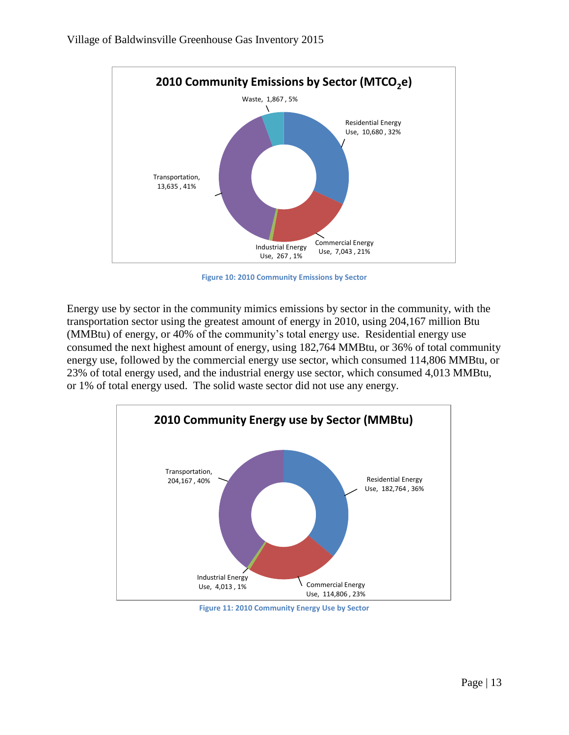**2010 Community Emissions by Sector ($MTCO_2e$)**

Waste, 1,867 , 5%

Residential Energy Use, 10,680 , 32%

Transportation, 13,635 , 41%

Industrial Energy Use, 267 , 1%

Commercial Energy Use, 7,043 , 21%

Figure 10: 2010 Community Emissions by Sector

Energy use by sector in the community mimics emissions by sector in the community, with the transportation sector using the greatest amount of energy in 2010, using 204,167 million Btu (MMBtu) of energy, or 40% of the community's total energy use. Residential energy use consumed the next highest amount of energy, using 182,764 MMBtu, or 36% of total community energy use, followed by the commercial energy use sector, which consumed 114,806 MMBtu, or 23% of total energy used, and the industrial energy use sector, which consumed 4,013 MMBtu, or 1% of total energy used. The solid waste sector did not use any energy.

**2010 Community Energy use by Sector (MMBtu)**

Transportation, 204,167 , 40%

Residential Energy Use, 182,764 , 36%

Industrial Energy Use, 4,013 , 1%

Commercial Energy Use, 114,806 , 23%

Figure 11: 2010 Community Energy Use by Sector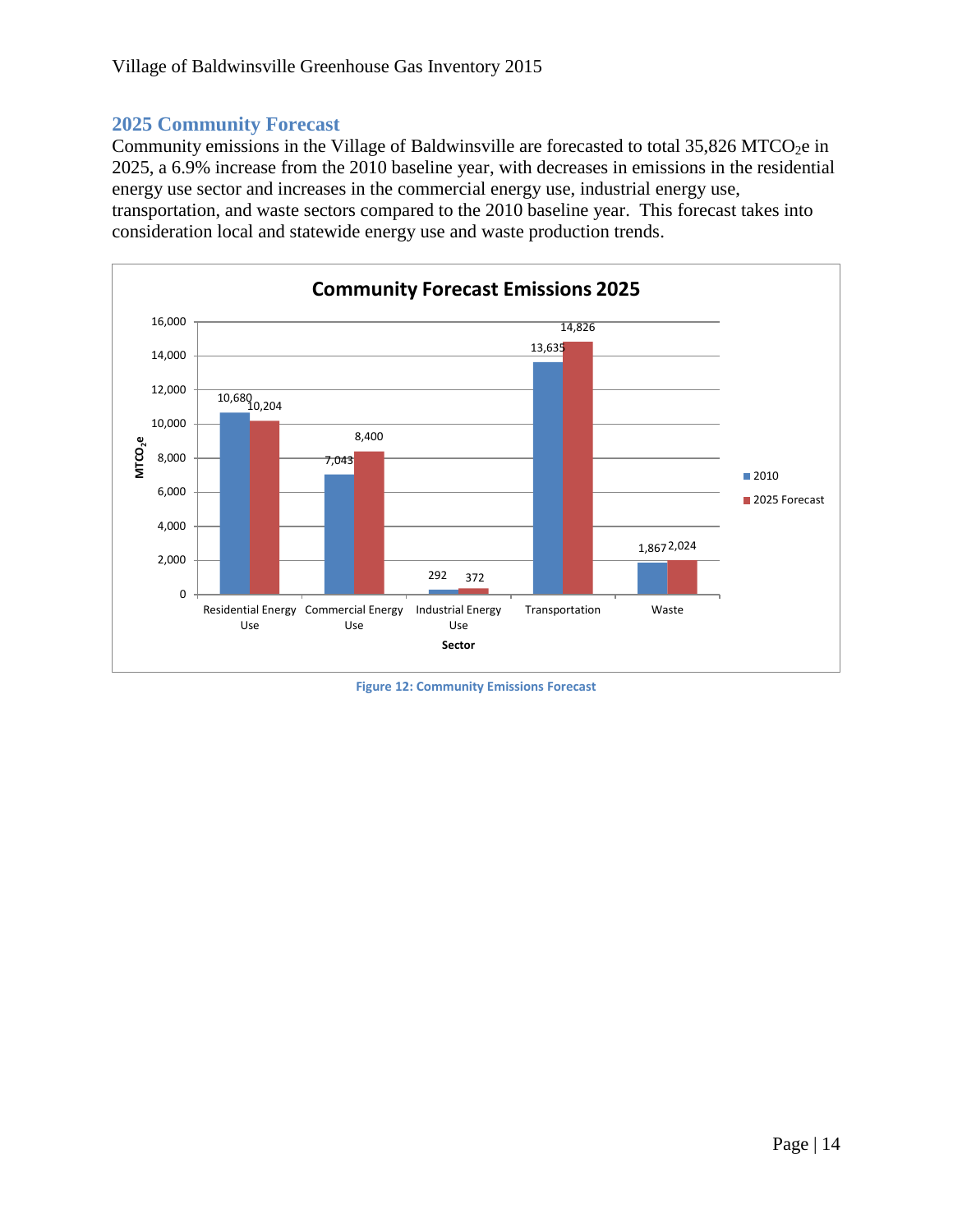## 2025 Community Forecast

Community emissions in the Village of Baldwinsville are forecasted to total 35,826 $MTCO_2e$ in 2025, a 6.9% increase from the 2010 baseline year, with decreases in emissions in the residential energy use sector and increases in the commercial energy use, industrial energy use, transportation, and waste sectors compared to the 2010 baseline year. This forecast takes into consideration local and statewide energy use and waste production trends.

**Community Forecast Emissions 2025**

| Sector | 2010 | 2025 Forecast |
|---|---|---|
| Residential Energy Use | 10,680 | 10,204 |
| Commercial Energy Use | 7,043 | 8,400 |
| Industrial Energy Use | 292 | 372 |
| Transportation | 13,635 | 14,826 |
| Waste | 1,867 | 2,024 |

Figure 12: Community Emissions Forecast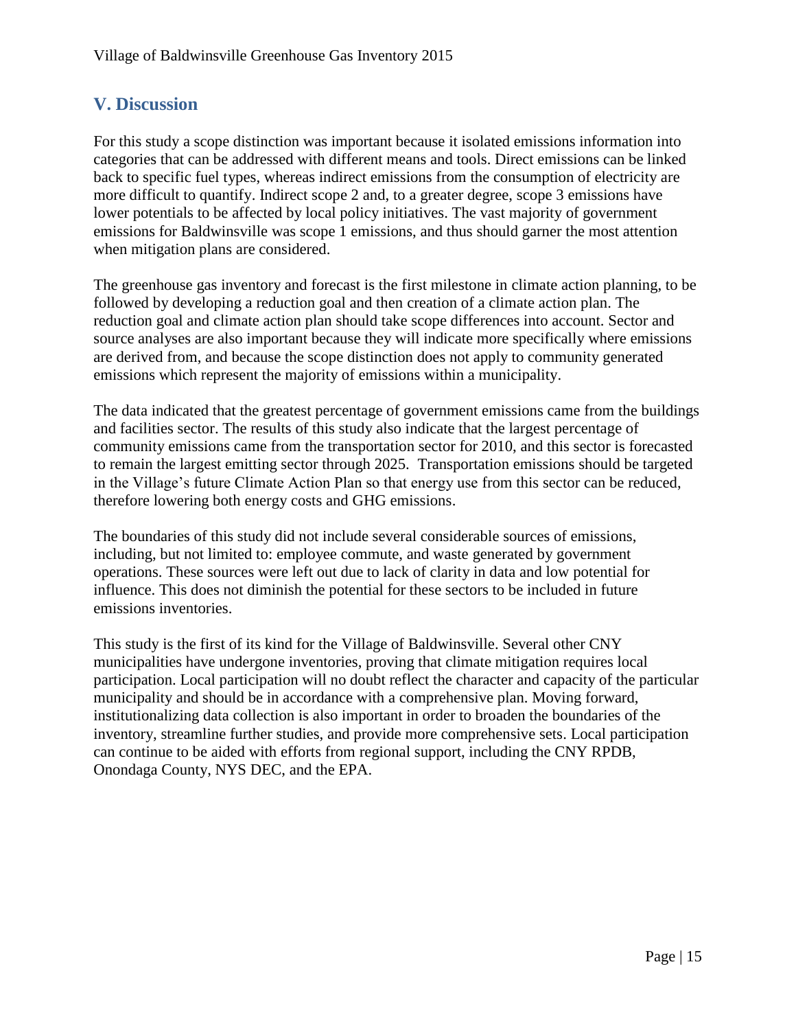## V. Discussion

For this study a scope distinction was important because it isolated emissions information into categories that can be addressed with different means and tools. Direct emissions can be linked back to specific fuel types, whereas indirect emissions from the consumption of electricity are more difficult to quantify. Indirect scope 2 and, to a greater degree, scope 3 emissions have lower potentials to be affected by local policy initiatives. The vast majority of government emissions for Baldwinsville was scope 1 emissions, and thus should garner the most attention when mitigation plans are considered.

The greenhouse gas inventory and forecast is the first milestone in climate action planning, to be followed by developing a reduction goal and then creation of a climate action plan. The reduction goal and climate action plan should take scope differences into account. Sector and source analyses are also important because they will indicate more specifically where emissions are derived from, and because the scope distinction does not apply to community generated emissions which represent the majority of emissions within a municipality.

The data indicated that the greatest percentage of government emissions came from the buildings and facilities sector. The results of this study also indicate that the largest percentage of community emissions came from the transportation sector for 2010, and this sector is forecasted to remain the largest emitting sector through 2025. Transportation emissions should be targeted in the Village's future Climate Action Plan so that energy use from this sector can be reduced, therefore lowering both energy costs and GHG emissions.

The boundaries of this study did not include several considerable sources of emissions, including, but not limited to: employee commute, and waste generated by government operations. These sources were left out due to lack of clarity in data and low potential for influence. This does not diminish the potential for these sectors to be included in future emissions inventories.

This study is the first of its kind for the Village of Baldwinsville. Several other CNY municipalities have undergone inventories, proving that climate mitigation requires local participation. Local participation will no doubt reflect the character and capacity of the particular municipality and should be in accordance with a comprehensive plan. Moving forward, institutionalizing data collection is also important in order to broaden the boundaries of the inventory, streamline further studies, and provide more comprehensive sets. Local participation can continue to be aided with efforts from regional support, including the CNY RPDB, Onondaga County, NYS DEC, and the EPA.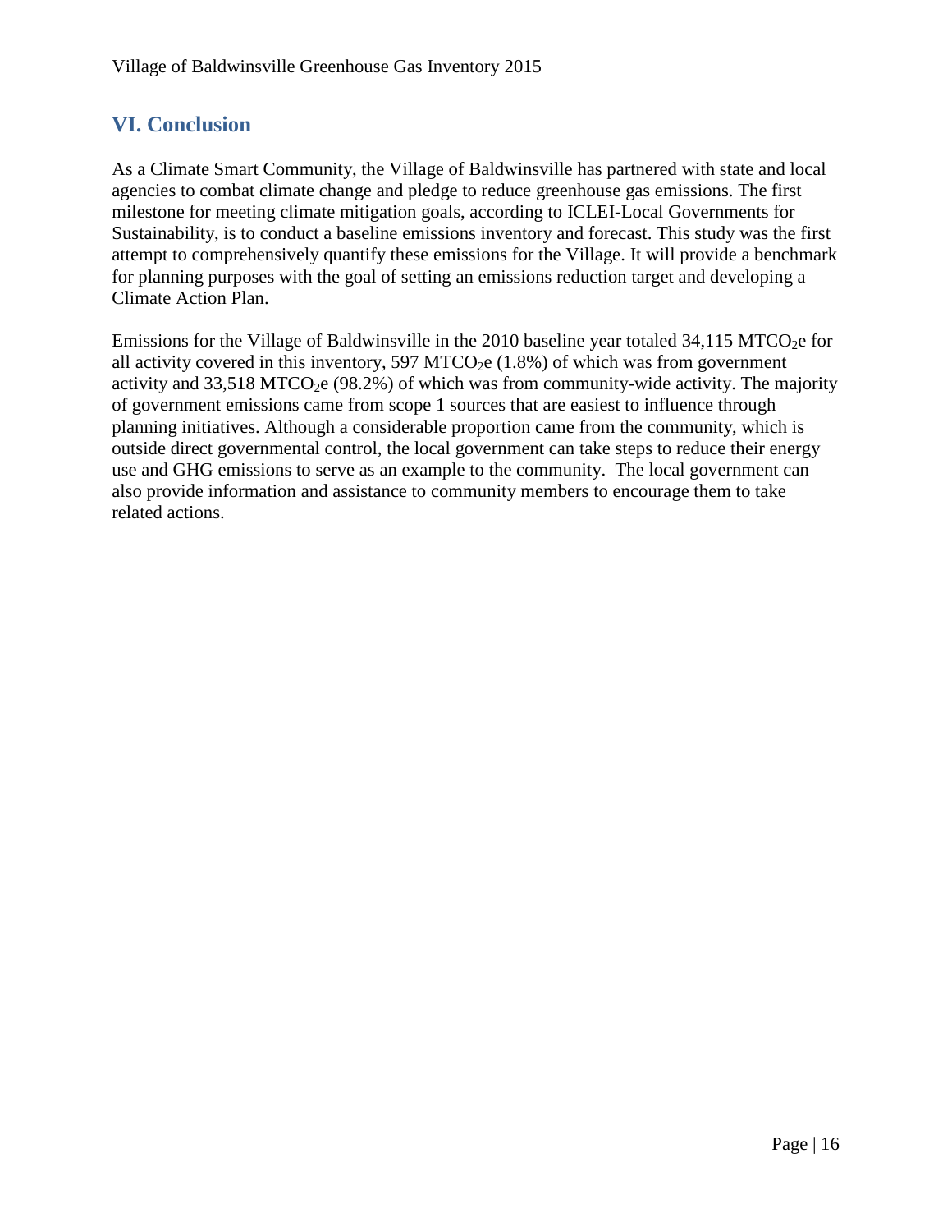## VI. Conclusion

As a Climate Smart Community, the Village of Baldwinsville has partnered with state and local agencies to combat climate change and pledge to reduce greenhouse gas emissions. The first milestone for meeting climate mitigation goals, according to ICLEI-Local Governments for Sustainability, is to conduct a baseline emissions inventory and forecast. This study was the first attempt to comprehensively quantify these emissions for the Village. It will provide a benchmark for planning purposes with the goal of setting an emissions reduction target and developing a Climate Action Plan.

Emissions for the Village of Baldwinsville in the 2010 baseline year totaled 34,115 $MTCO_2e$ for all activity covered in this inventory, 597 $MTCO_2e$ (1.8%) of which was from government activity and 33,518 $MTCO_2e$ (98.2%) of which was from community-wide activity. The majority of government emissions came from scope 1 sources that are easiest to influence through planning initiatives. Although a considerable proportion came from the community, which is outside direct governmental control, the local government can take steps to reduce their energy use and GHG emissions to serve as an example to the community. The local government can also provide information and assistance to community members to encourage them to take related actions.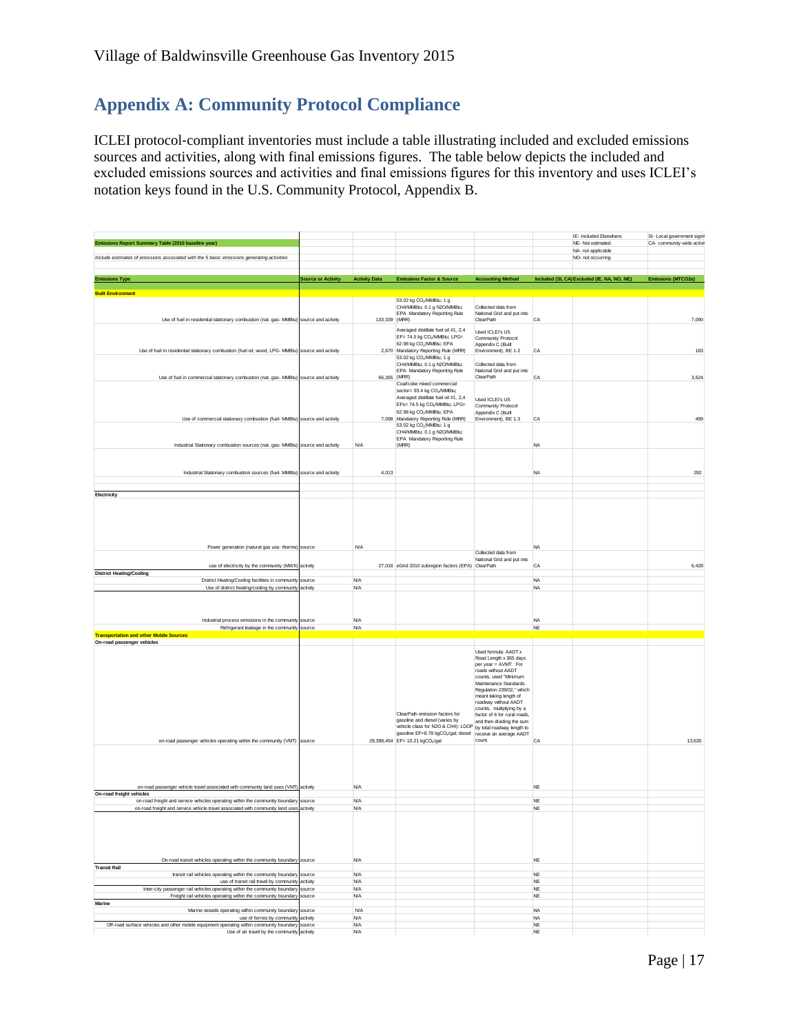## Appendix A: Community Protocol Compliance

ICLEI protocol-compliant inventories must include a table illustrating included and excluded emissions sources and activities, along with final emissions figures. The table below depicts the included and excluded emissions sources and activities and final emissions figures for this inventory and uses ICLEI's notation keys found in the U.S. Community Protocol, Appendix B.

| | | | | | | IE- Included Elsewhere | SI- Local government signi |
|---|---|---|---|---|---|---|---|
| **Emissions Report Summary Table (2010 baseline year)** | | | | | | NE- Not estimated | CA- community-wide activi |
| | | | | | | NA- not applicable | |
| *Include estimates of emissions associated with the 5 basic emissions generating activities* | | | | | | NO- not occurring | |
| **Emissions Type** | **Source or Activity** | **Activity Data** | **Emissions Factor & Source** | **Accounting Method** | **Included (SI, CA)** | **Excluded (IE, NA, NO, NE)** | **Emissions (MTCO2e)** |
| **Built Environment** | | | | | | | |
| Use of fuel in residential stationary combustion (nat. gas- MMBtu) | source and activity | 133,339 | 53.02 kg $CO_2$/MMBtu; 1 g CH4/MMBtu; 0.1 g N2O/MMBtu; EPA Mandatory Reporting Rule (MRR) | Collected data from National Grid and put into ClearPath | CA | | 7,090 |
| Use of fuel in residential stationary combustion (fuel oil, wood, LPG- MMBtu) | source and activity | 2,670 | Averaged distillate fuel oil #1, 2,4 EF= 74.5 kg $CO_2$/MMBtu; LPG= 62.98 kg $CO_2$/MMBtu; EPA Mandatory Reporting Rule (MRR) | Used ICLEI's US Community Protocol Appendix C (Built Environment), BE 1.2 | CA | | 183 |
| Use of fuel in commercial stationary combustion (nat. gas- MMBtu) | source and activity | 66,265 | 53.02 kg $CO_2$/MMBtu; 1 g CH4/MMBtu; 0.1 g N2O/MMBtu; EPA Mandatory Reporting Rule (MRR) | Collected data from National Grid and put into ClearPath | CA | | 3,524 |
| Use of commercial stationary combustion (fuel- MMBtu) | source and activity | 7,098 | Coal/coke mixed commercial sector= 93.4 kg $CO_2$/MMBtu; Averaged distillate fuel oil #1, 2,4 EFs= 74.5 kg $CO_2$/MMBtu; LPG= 62.98 kg $CO_2$/MMBtu; EPA Mandatory Reporting Rule (MRR) | Used ICLEI's US Community Protocol Appendix C (Built Environment), BE 1.3 | CA | | 499 |
| Industrial Stationary combustion sources (nat. gas- MMBtu) | source and activity | N/A | 53.02 kg $CO_2$/MMBtu; 1 g CH4/MMBtu; 0.1 g N2O/MMBtu; EPA Mandatory Reporting Rule (MRR) | | NA | | |
| Industrial Stationary combustion sources (fuel- MMBtu) | source and activity | 4,013 | | | NA | | 292 |
| **Electricity** | | | | | | | |
| Power generation (natural gas use- therms) | source | N/A | | | NA | | |
| use of electricity by the community (MWh) | activity | 27,018 | eGrid 2010 subregion factors (EPA) | Collected data from National Grid and put into ClearPath | CA | | 6,428 |
| **District Heating/Cooling** | | | | | | | |
| District Heating/Cooling facilities in community | source | N/A | | | NA | | |
| Use of district heating/cooling by community | activity | N/A | | | NA | | |
| Industrial process emissions in the community | source | N/A | | | NA | | |
| Refrigerant leakage in the community | source | N/A | | | NE | | |
| **Transportation and other Mobile Sources** | | | | | | | |
| **On-road passenger vehicles** | | | | | | | |
| on-road passenger vehicles operating within the community (VMT) | source | 29,398,454 | ClearPath emission factors for gasoline and diesel (varies by vehicle class for N2O & CH4): LGOP gasoline EF=8.78 kg$CO_2$/gal; diesel EF= 10.21 kg$CO_2$/gal | Used formula: AADT x Road Length x 365 days per year = AVMT. For roads without AADT counts, used "Minimum Maintenance Standards Regulation 239/02," which meant taking length of roadway without AADT counts, multiplying by a factor of 6 for rural roads, and then dividing the sum by total roadway length to receive an average AADT count. | CA | | 13,635 |
| on-road passenger vehicle travel associated with community land uses (VMT) | activity | N/A | | | NE | | |
| **On-road freight vehicles** | | | | | | | |
| on-road freight and service vehicles operating within the community boundary | source | N/A | | | NE | | |
| on-road freight and service vehicle travel associated with community land uses | activity | N/A | | | NE | | |
| On-road transit vehicles operating within the community boundary | source | N/A | | | NE | | |
| **Transit Rail** | | | | | | | |
| transit rail vehicles operating within the community boundary | source | N/A | | | NE | | |
| use of transit rail travel by community | activity | N/A | | | NE | | |
| Inter-city passenger rail vehicles operating within the community boundary | source | N/A | | | NE | | |
| Freight rail vehicles operating within the community boundary | source | N/A | | | NE | | |
| **Marine** | | | | | | | |
| Marine vessels operating within community boundary | source | N/A | | | NA | | |
| use of ferries by community | activity | N/A | | | NA | | |
| Off-road surface vehicles and other mobile equipment operating within community boundary | source | N/A | | | NE | | |
| Use of air travel by the community | activity | N/A | | | NE | | |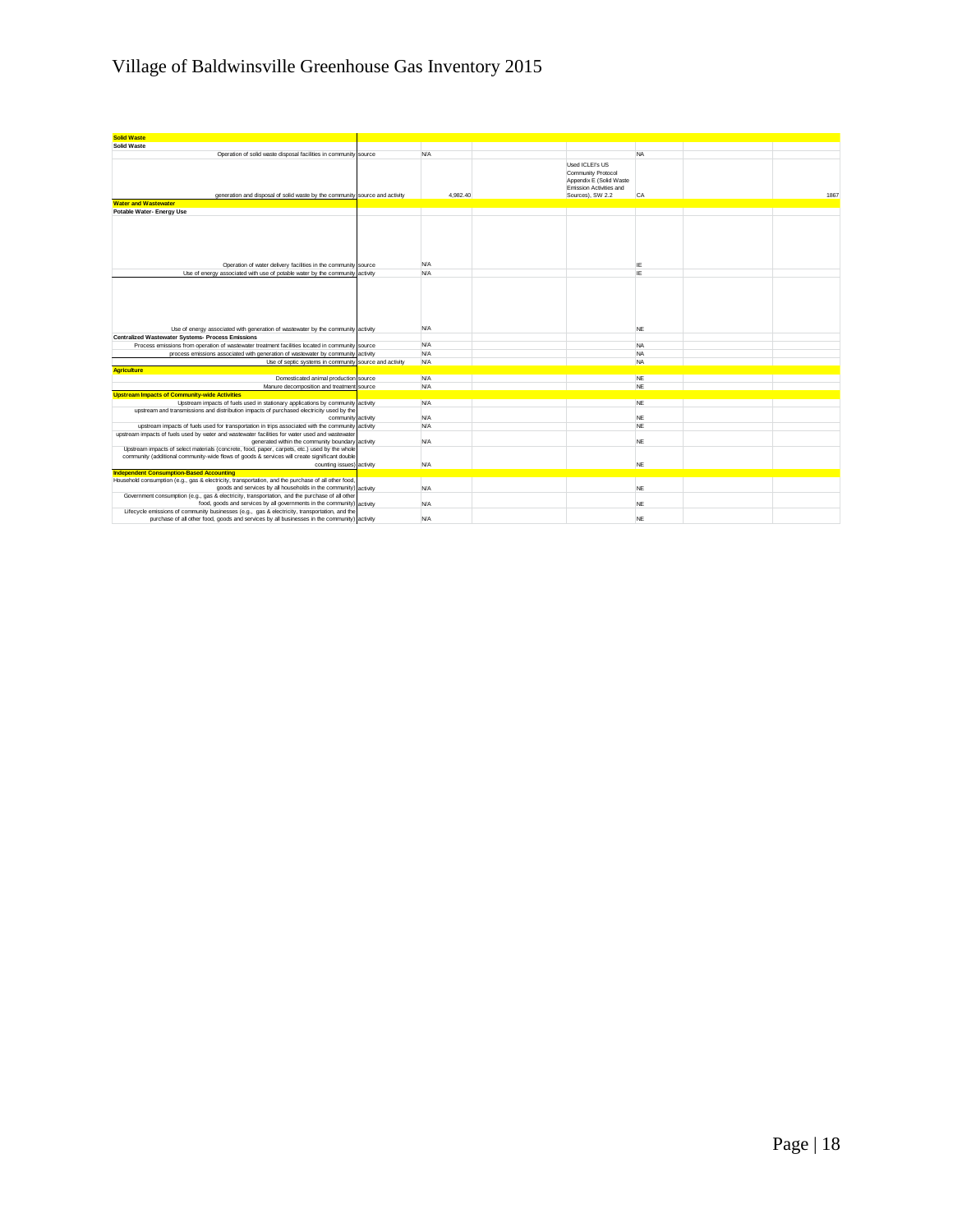# Village of Baldwinsville Greenhouse Gas Inventory 2015

| | | | | | | | |
|---|---|---|---|---|---|---|---|
| **Solid Waste** | | | | | | | |
| **Solid Waste** | | | | | | | |
| Operation of solid waste disposal facilities in community | source | N/A | | | NA | | |
| generation and disposal of solid waste by the community | source and activity | 4,982.40 | | Used ICLEI's US Community Protocol Appendix E (Solid Waste Emission Activities and Sources), SW 2.2 | CA | | 1867 |
| **Water and Wastewater** | | | | | | | |
| **Potable Water- Energy Use** | | | | | | | |
| Operation of water delivery facilities in the community | source | N/A | | | IE | | |
| Use of energy associated with use of potable water by the community | activity | N/A | | | IE | | |
| Use of energy associated with generation of wastewater by the community | activity | N/A | | | NE | | |
| **Centralized Wastewater Systems- Process Emissions** | | | | | | | |
| Process emissions from operation of wastewater treatment facilities located in community | source | N/A | | | NA | | |
| process emissions associated with generation of wastewater by community | activity | N/A | | | NA | | |
| Use of septic systems in community | source and activity | N/A | | | NA | | |
| **Agriculture** | | | | | | | |
| Domesticated animal production | source | N/A | | | NE | | |
| Manure decomposition and treatment | source | N/A | | | NE | | |
| **Upstream Impacts of Community-wide Activities** | | | | | | | |
| Upstream impacts of fuels used in stationary applications by community | activity | N/A | | | NE | | |
| upstream and transmissions and distribution impacts of purchased electricity used by the community | activity | N/A | | | NE | | |
| upstream impacts of fuels used for transportation in trips associated with the community | activity | N/A | | | NE | | |
| upstream impacts of fuels used by water and wastewater facilities for water used and wastewater generated within the community boundary | activity | N/A | | | NE | | |
| Upstream impacts of select materials (concrete, food, paper, carpets, etc.) used by the whole community (additional community-wide flows of goods & services will create significant double counting issues) | activity | N/A | | | NE | | |
| **Independent Consumption-Based Accounting** | | | | | | | |
| Household consumption (e.g., gas & electricity, transportation, and the purchase of all other food, goods and services by all households in the community) | activity | N/A | | | NE | | |
| Government consumption (e.g., gas & electricity, transportation, and the purchase of all other food, goods and services by all governments in the community) | activity | N/A | | | NE | | |
| Lifecycle emissions of community businesses (e.g., gas & electricity, transportation, and the purchase of all other food, goods and services by all businesses in the community) | activity | N/A | | | NE | | |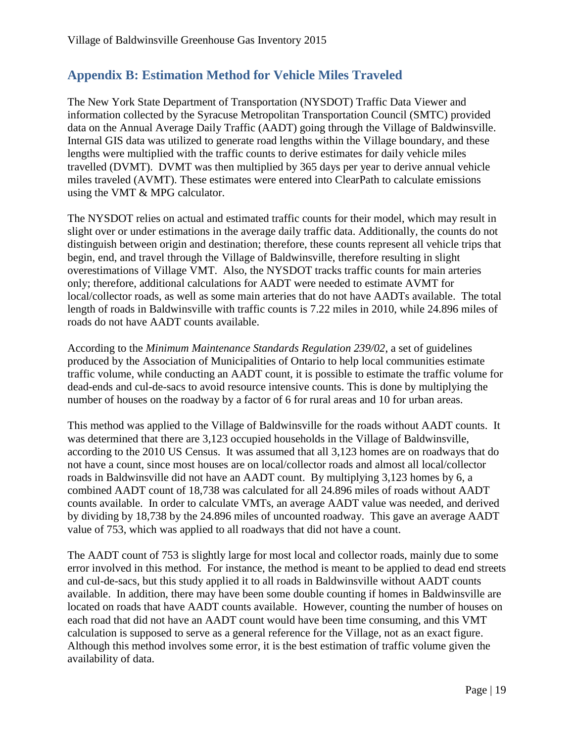## Appendix B: Estimation Method for Vehicle Miles Traveled

The New York State Department of Transportation (NYSDOT) Traffic Data Viewer and information collected by the Syracuse Metropolitan Transportation Council (SMTC) provided data on the Annual Average Daily Traffic (AADT) going through the Village of Baldwinsville. Internal GIS data was utilized to generate road lengths within the Village boundary, and these lengths were multiplied with the traffic counts to derive estimates for daily vehicle miles travelled (DVMT). DVMT was then multiplied by 365 days per year to derive annual vehicle miles traveled (AVMT). These estimates were entered into ClearPath to calculate emissions using the VMT & MPG calculator.

The NYSDOT relies on actual and estimated traffic counts for their model, which may result in slight over or under estimations in the average daily traffic data. Additionally, the counts do not distinguish between origin and destination; therefore, these counts represent all vehicle trips that begin, end, and travel through the Village of Baldwinsville, therefore resulting in slight overestimations of Village VMT. Also, the NYSDOT tracks traffic counts for main arteries only; therefore, additional calculations for AADT were needed to estimate AVMT for local/collector roads, as well as some main arteries that do not have AADTs available. The total length of roads in Baldwinsville with traffic counts is 7.22 miles in 2010, while 24.896 miles of roads do not have AADT counts available.

According to the *Minimum Maintenance Standards Regulation 239/02*, a set of guidelines produced by the Association of Municipalities of Ontario to help local communities estimate traffic volume, while conducting an AADT count, it is possible to estimate the traffic volume for dead-ends and cul-de-sacs to avoid resource intensive counts. This is done by multiplying the number of houses on the roadway by a factor of 6 for rural areas and 10 for urban areas.

This method was applied to the Village of Baldwinsville for the roads without AADT counts. It was determined that there are 3,123 occupied households in the Village of Baldwinsville, according to the 2010 US Census. It was assumed that all 3,123 homes are on roadways that do not have a count, since most houses are on local/collector roads and almost all local/collector roads in Baldwinsville did not have an AADT count. By multiplying 3,123 homes by 6, a combined AADT count of 18,738 was calculated for all 24.896 miles of roads without AADT counts available. In order to calculate VMTs, an average AADT value was needed, and derived by dividing by 18,738 by the 24.896 miles of uncounted roadway. This gave an average AADT value of 753, which was applied to all roadways that did not have a count.

The AADT count of 753 is slightly large for most local and collector roads, mainly due to some error involved in this method. For instance, the method is meant to be applied to dead end streets and cul-de-sacs, but this study applied it to all roads in Baldwinsville without AADT counts available. In addition, there may have been some double counting if homes in Baldwinsville are located on roads that have AADT counts available. However, counting the number of houses on each road that did not have an AADT count would have been time consuming, and this VMT calculation is supposed to serve as a general reference for the Village, not as an exact figure. Although this method involves some error, it is the best estimation of traffic volume given the availability of data.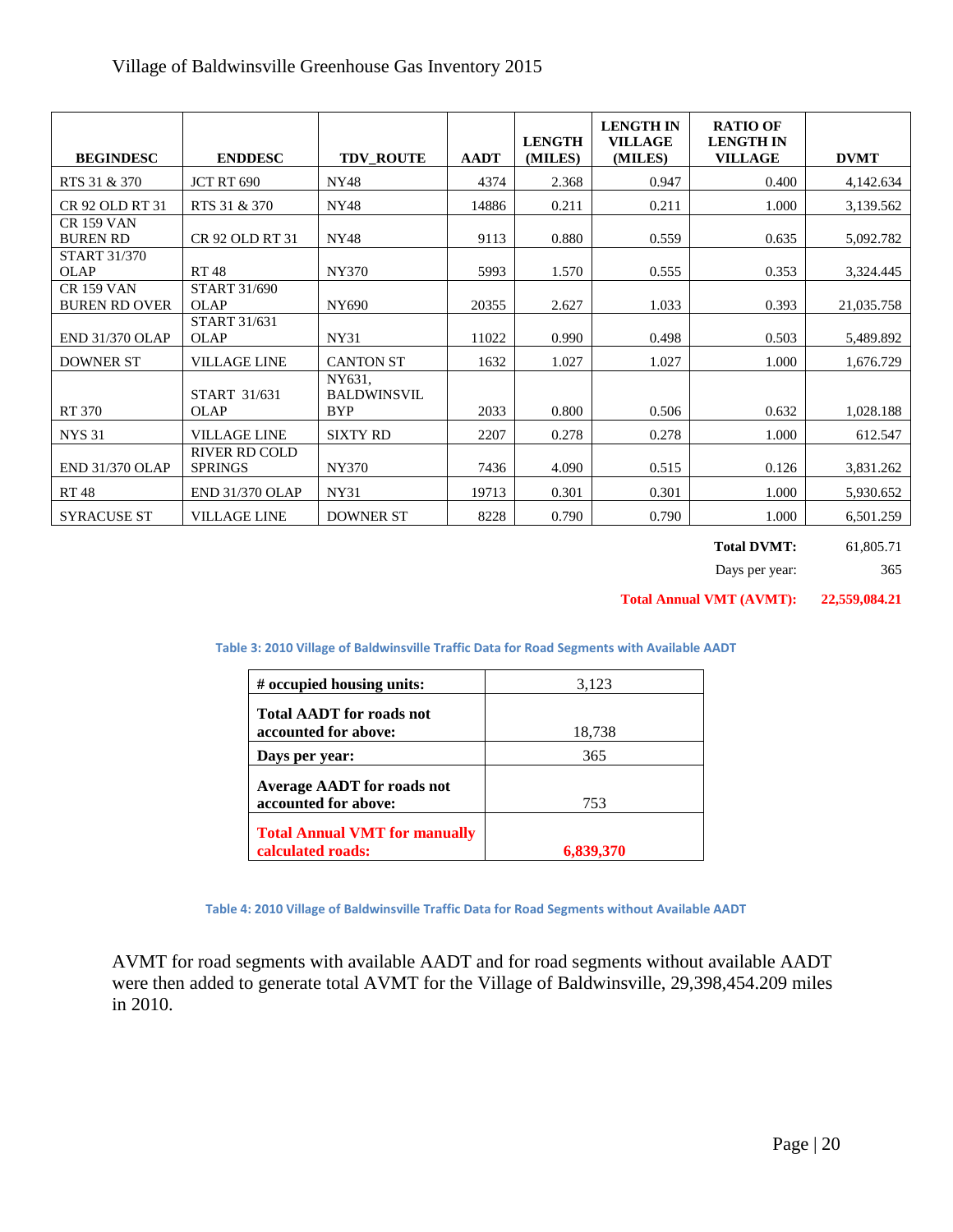| BEGINDESC | ENDDESC | TDV_ROUTE | AADT | LENGTH (MILES) | LENGTH IN VILLAGE (MILES) | RATIO OF LENGTH IN VILLAGE | DVMT |
|---|---|---|---|---|---|---|---|
| RTS 31 & 370 | JCT RT 690 | NY48 | 4374 | 2.368 | 0.947 | 0.400 | 4,142.634 |
| CR 92 OLD RT 31 | RTS 31 & 370 | NY48 | 14886 | 0.211 | 0.211 | 1.000 | 3,139.562 |
| CR 159 VAN BUREN RD | CR 92 OLD RT 31 | NY48 | 9113 | 0.880 | 0.559 | 0.635 | 5,092.782 |
| START 31/370 OLAP | RT 48 | NY370 | 5993 | 1.570 | 0.555 | 0.353 | 3,324.445 |
| CR 159 VAN BUREN RD OVER | START 31/690 OLAP | NY690 | 20355 | 2.627 | 1.033 | 0.393 | 21,035.758 |
| END 31/370 OLAP | START 31/631 OLAP | NY31 | 11022 | 0.990 | 0.498 | 0.503 | 5,489.892 |
| DOWNER ST | VILLAGE LINE | CANTON ST | 1632 | 1.027 | 1.027 | 1.000 | 1,676.729 |
| RT 370 | START 31/631 OLAP | NY631, BALDWINSVIL BYP | 2033 | 0.800 | 0.506 | 0.632 | 1,028.188 |
| NYS 31 | VILLAGE LINE | SIXTY RD | 2207 | 0.278 | 0.278 | 1.000 | 612.547 |
| END 31/370 OLAP | RIVER RD COLD SPRINGS | NY370 | 7436 | 4.090 | 0.515 | 0.126 | 3,831.262 |
| RT 48 | END 31/370 OLAP | NY31 | 19713 | 0.301 | 0.301 | 1.000 | 5,930.652 |
| SYRACUSE ST | VILLAGE LINE | DOWNER ST | 8228 | 0.790 | 0.790 | 1.000 | 6,501.259 |

| | |
|---|---|
| **Total DVMT:** | 61,805.71 |
| Days per year: | 365 |
| **Total Annual VMT (AVMT):** | **22,559,084.21** |

**Table 3: 2010 Village of Baldwinsville Traffic Data for Road Segments with Available AADT**

| **# occupied housing units:** | 3,123 |
|---|---|
| **Total AADT for roads not accounted for above:** | 18,738 |
| **Days per year:** | 365 |
| **Average AADT for roads not accounted for above:** | 753 |
| **Total Annual VMT for manually calculated roads:** | **6,839,370** |

**Table 4: 2010 Village of Baldwinsville Traffic Data for Road Segments without Available AADT**

AVMT for road segments with available AADT and for road segments without available AADT were then added to generate total AVMT for the Village of Baldwinsville, 29,398,454.209 miles in 2010.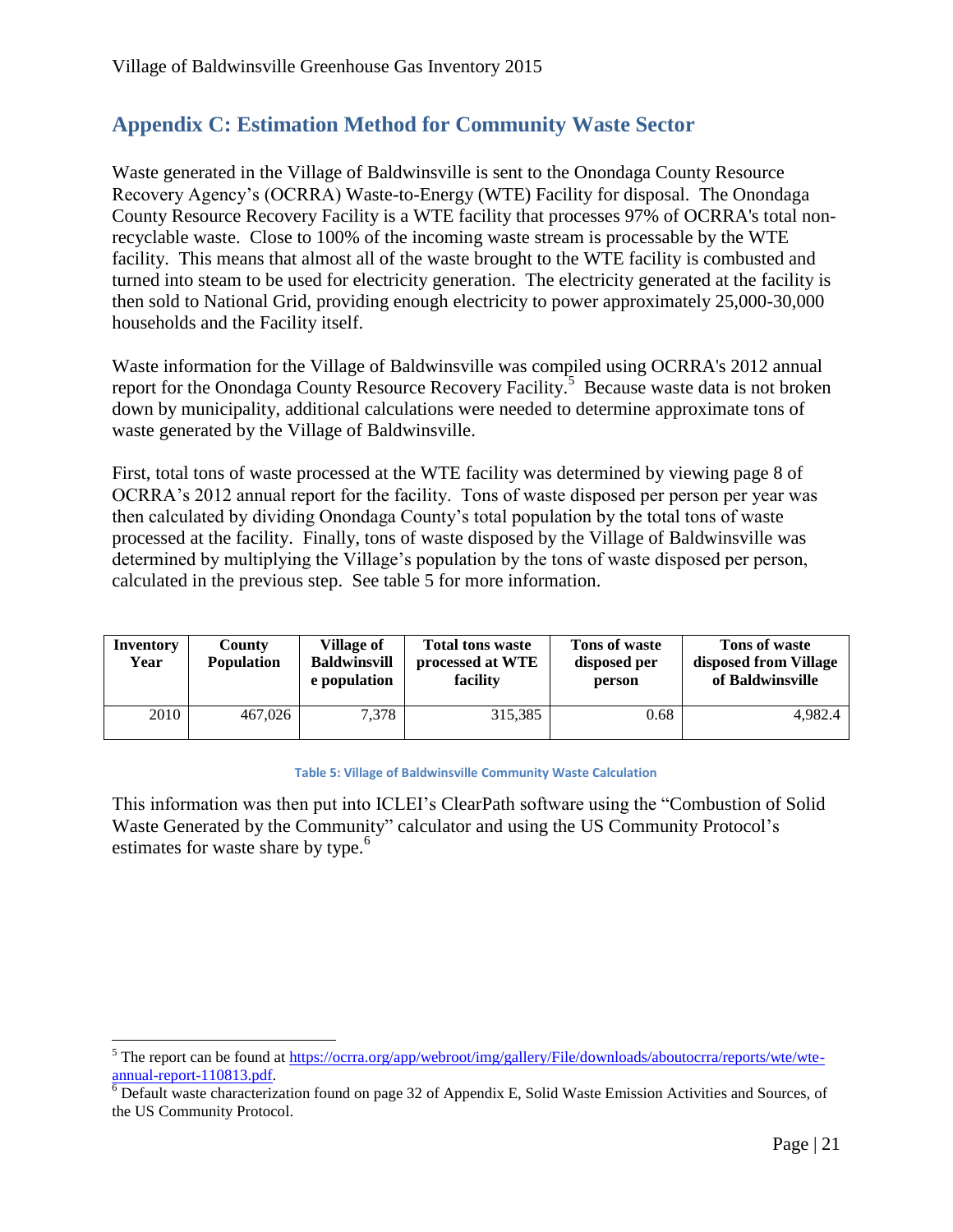## Appendix C: Estimation Method for Community Waste Sector

Waste generated in the Village of Baldwinsville is sent to the Onondaga County Resource Recovery Agency's (OCRRA) Waste-to-Energy (WTE) Facility for disposal. The Onondaga County Resource Recovery Facility is a WTE facility that processes 97% of OCRRA's total non-recyclable waste. Close to 100% of the incoming waste stream is processable by the WTE facility. This means that almost all of the waste brought to the WTE facility is combusted and turned into steam to be used for electricity generation. The electricity generated at the facility is then sold to National Grid, providing enough electricity to power approximately 25,000-30,000 households and the Facility itself.

Waste information for the Village of Baldwinsville was compiled using OCRRA's 2012 annual report for the Onondaga County Resource Recovery Facility.[5] Because waste data is not broken down by municipality, additional calculations were needed to determine approximate tons of waste generated by the Village of Baldwinsville.

First, total tons of waste processed at the WTE facility was determined by viewing page 8 of OCRRA's 2012 annual report for the facility. Tons of waste disposed per person per year was then calculated by dividing Onondaga County's total population by the total tons of waste processed at the facility. Finally, tons of waste disposed by the Village of Baldwinsville was determined by multiplying the Village's population by the tons of waste disposed per person, calculated in the previous step. See table 5 for more information.

| Inventory Year | County Population | Village of Baldwinsville population | Total tons waste processed at WTE facility | Tons of waste disposed per person | Tons of waste disposed from Village of Baldwinsville |
|---|---|---|---|---|---|
| 2010 | 467,026 | 7,378 | 315,385 | 0.68 | 4,982.4 |

Table 5: Village of Baldwinsville Community Waste Calculation

This information was then put into ICLEI's ClearPath software using the "Combustion of Solid Waste Generated by the Community" calculator and using the US Community Protocol's estimates for waste share by type.[6]

---

[5] The report can be found at https://ocrra.org/app/webroot/img/gallery/File/downloads/aboutocrra/reports/wte/wte-annual-report-110813.pdf.

[6] Default waste characterization found on page 32 of Appendix E, Solid Waste Emission Activities and Sources, of the US Community Protocol.